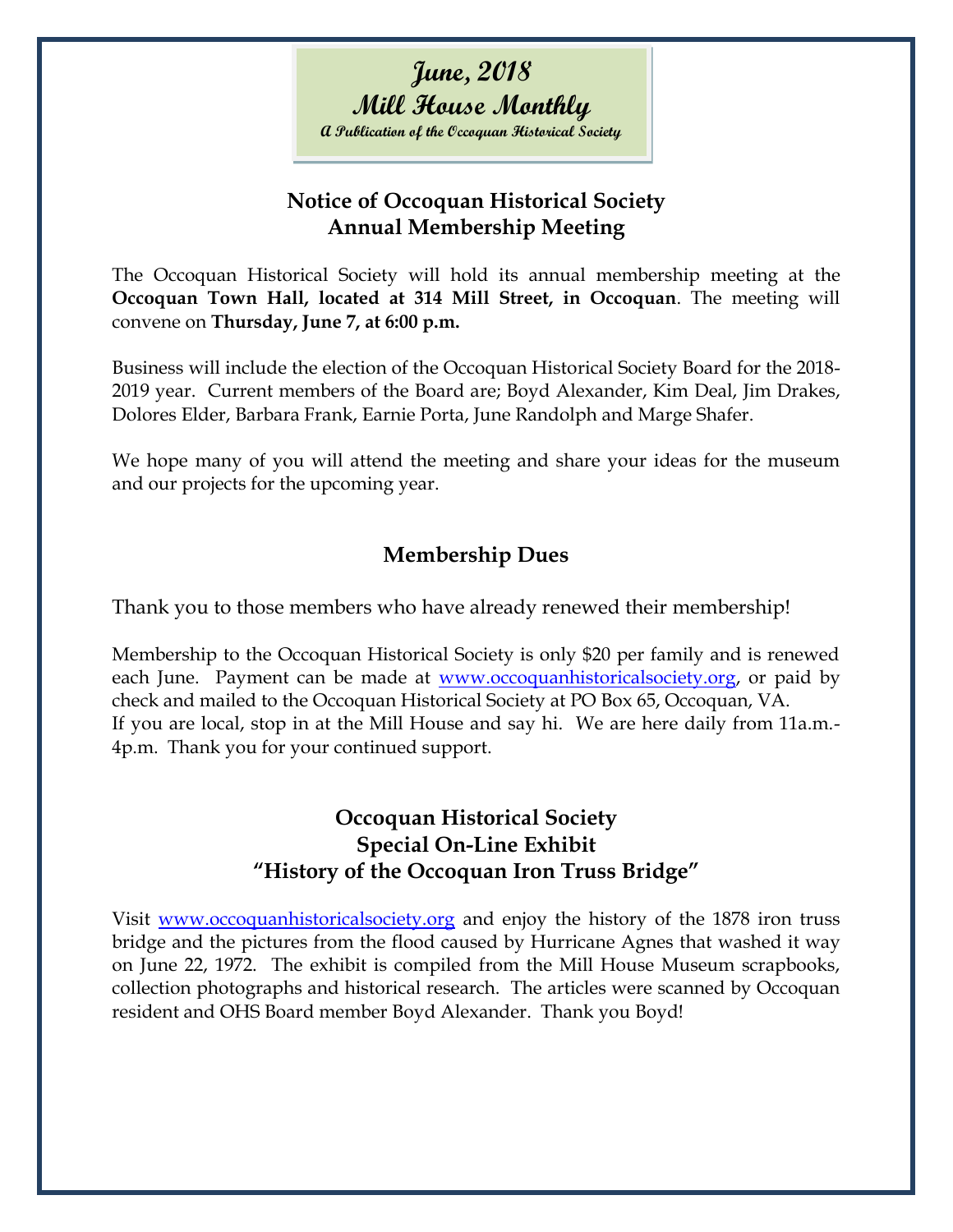# June, 2018
# Mill House Monthly
**A Publication of the Occoquan Historical Society**

## Notice of Occoquan Historical Society Annual Membership Meeting

The Occoquan Historical Society will hold its annual membership meeting at the **Occoquan Town Hall, located at 314 Mill Street, in Occoquan**. The meeting will convene on **Thursday, June 7, at 6:00 p.m.**

Business will include the election of the Occoquan Historical Society Board for the 2018-2019 year. Current members of the Board are; Boyd Alexander, Kim Deal, Jim Drakes, Dolores Elder, Barbara Frank, Earnie Porta, June Randolph and Marge Shafer.

We hope many of you will attend the meeting and share your ideas for the museum and our projects for the upcoming year.

## Membership Dues

Thank you to those members who have already renewed their membership!

Membership to the Occoquan Historical Society is only $20 per family and is renewed each June. Payment can be made at www.occoquanhistoricalsociety.org, or paid by check and mailed to the Occoquan Historical Society at PO Box 65, Occoquan, VA.
If you are local, stop in at the Mill House and say hi. We are here daily from 11a.m.-4p.m. Thank you for your continued support.

## Occoquan Historical Society Special On-Line Exhibit "History of the Occoquan Iron Truss Bridge"

Visit www.occoquanhistoricalsociety.org and enjoy the history of the 1878 iron truss bridge and the pictures from the flood caused by Hurricane Agnes that washed it way on June 22, 1972. The exhibit is compiled from the Mill House Museum scrapbooks, collection photographs and historical research. The articles were scanned by Occoquan resident and OHS Board member Boyd Alexander. Thank you Boyd!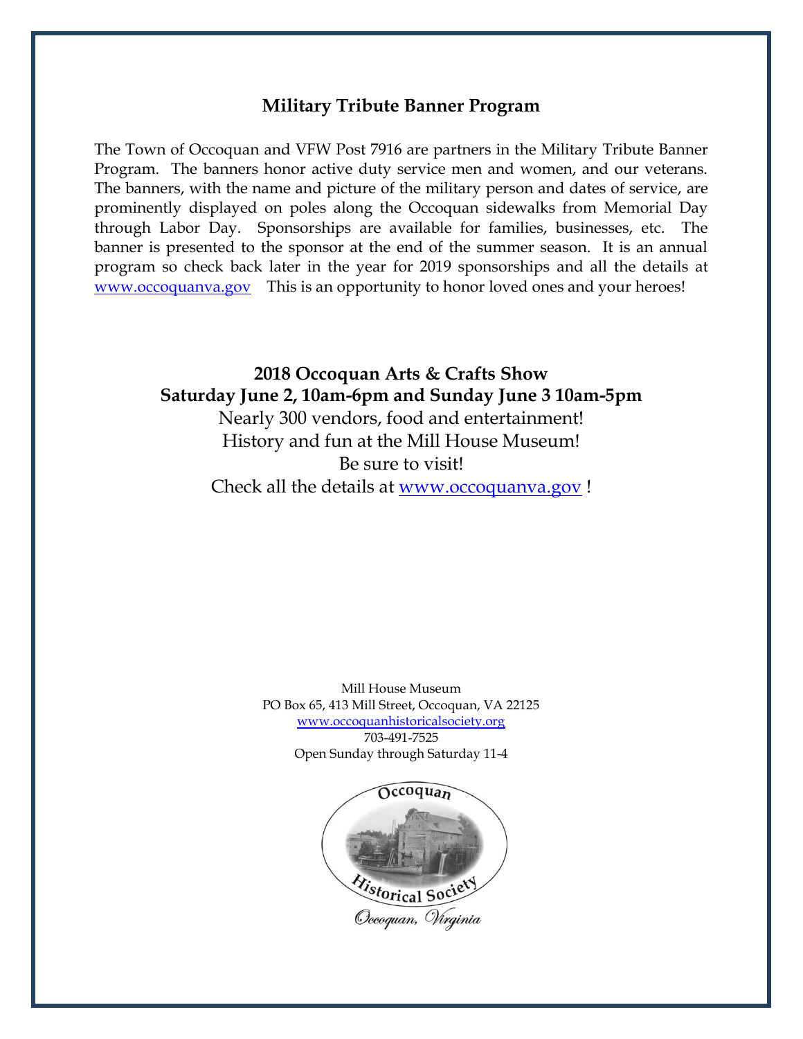## Military Tribute Banner Program

The Town of Occoquan and VFW Post 7916 are partners in the Military Tribute Banner Program. The banners honor active duty service men and women, and our veterans. The banners, with the name and picture of the military person and dates of service, are prominently displayed on poles along the Occoquan sidewalks from Memorial Day through Labor Day. Sponsorships are available for families, businesses, etc. The banner is presented to the sponsor at the end of the summer season. It is an annual program so check back later in the year for 2019 sponsorships and all the details at www.occoquanva.gov This is an opportunity to honor loved ones and your heroes!

**2018 Occoquan Arts & Crafts Show**
**Saturday June 2, 10am-6pm and Sunday June 3 10am-5pm**

Nearly 300 vendors, food and entertainment!
History and fun at the Mill House Museum!
Be sure to visit!
Check all the details at www.occoquanva.gov !

Mill House Museum
PO Box 65, 413 Mill Street, Occoquan, VA 22125
www.occoquanhistoricalsociety.org
703-491-7525
Open Sunday through Saturday 11-4

Occoquan Historical Society
Occoquan, Virginia